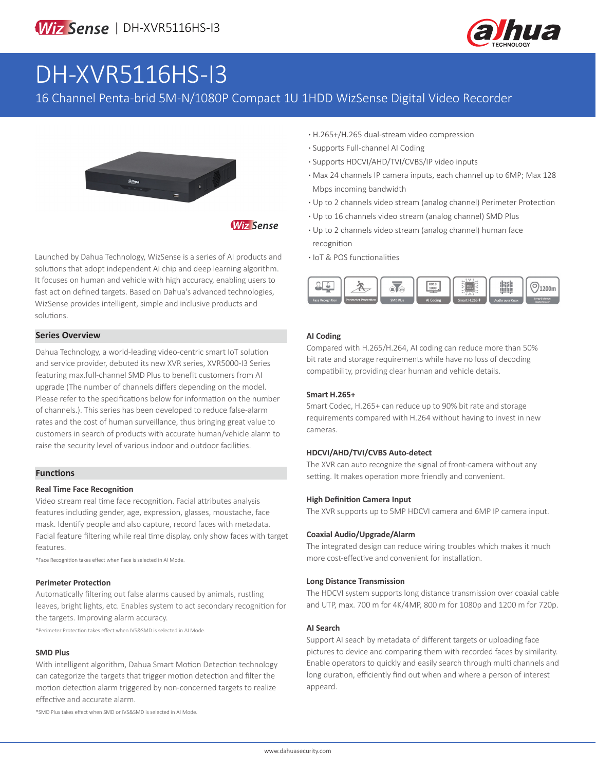# DH-XVR5116HS-I3

16 Channel Penta-brid 5M-N/1080P Compact 1U 1HDD WizSense Digital Video Recorder

- H.265+/H.265 dual-stream video compression
- Supports Full-channel AI Coding
- Supports HDCVI/AHD/TVI/CVBS/IP video inputs
- Max 24 channels IP camera inputs, each channel up to 6MP; Max 128 Mbps incoming bandwidth
- Up to 2 channels video stream (analog channel) Perimeter Protection
- Up to 16 channels video stream (analog channel) SMD Plus
- Up to 2 channels video stream (analog channel) human face recognition
- IoT & POS functionalities

Launched by Dahua Technology, WizSense is a series of AI products and solutions that adopt independent AI chip and deep learning algorithm. It focuses on human and vehicle with high accuracy, enabling users to fast act on defined targets. Based on Dahua's advanced technologies, WizSense provides intelligent, simple and inclusive products and solutions.

## Series Overview

Dahua Technology, a world-leading video-centric smart IoT solution and service provider, debuted its new XVR series, XVR5000-I3 Series featuring max.full-channel SMD Plus to benefit customers from AI upgrade (The number of channels differs depending on the model. Please refer to the specifications below for information on the number of channels.). This series has been developed to reduce false-alarm rates and the cost of human surveillance, thus bringing great value to customers in search of products with accurate human/vehicle alarm to raise the security level of various indoor and outdoor facilities.

## Functions

### Real Time Face Recognition

Video stream real time face recognition. Facial attributes analysis features including gender, age, expression, glasses, moustache, face mask. Identify people and also capture, record faces with metadata. Facial feature filtering while real time display, only show faces with target features.

*Face Recognition takes effect when Face is selected in AI Mode.

### Perimeter Protection

Automatically filtering out false alarms caused by animals, rustling leaves, bright lights, etc. Enables system to act secondary recognition for the targets. Improving alarm accuracy.

*Perimeter Protection takes effect when IVS&SMD is selected in AI Mode.

### SMD Plus

With intelligent algorithm, Dahua Smart Motion Detection technology can categorize the targets that trigger motion detection and filter the motion detection alarm triggered by non-concerned targets to realize effective and accurate alarm.

*SMD Plus takes effect when SMD or IVS&SMD is selected in AI Mode.

### AI Coding

Compared with H.265/H.264, AI coding can reduce more than 50% bit rate and storage requirements while have no loss of decoding compatibility, providing clear human and vehicle details.

### Smart H.265+

Smart Codec, H.265+ can reduce up to 90% bit rate and storage requirements compared with H.264 without having to invest in new cameras.

### HDCVI/AHD/TVI/CVBS Auto-detect

The XVR can auto recognize the signal of front-camera without any setting. It makes operation more friendly and convenient.

### High Definition Camera Input

The XVR supports up to 5MP HDCVI camera and 6MP IP camera input.

### Coaxial Audio/Upgrade/Alarm

The integrated design can reduce wiring troubles which makes it much more cost-effective and convenient for installation.

### Long Distance Transmission

The HDCVI system supports long distance transmission over coaxial cable and UTP, max. 700 m for 4K/4MP, 800 m for 1080p and 1200 m for 720p.

### AI Search

Support AI seach by metadata of different targets or uploading face pictures to device and comparing them with recorded faces by similarity. Enable operators to quickly and easily search through multi channels and long duration, efficiently find out when and where a person of interest appeard.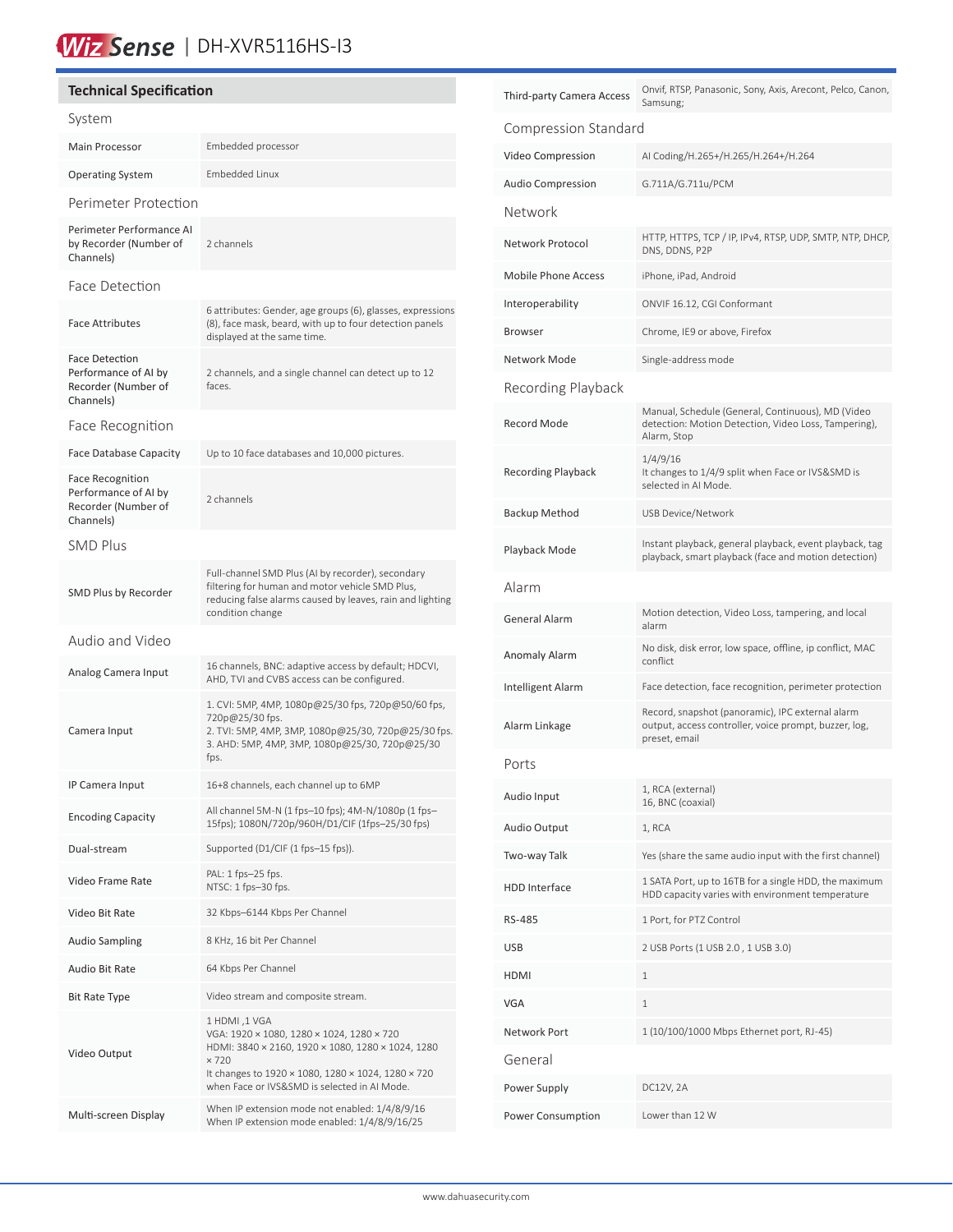# WizSense | DH-XVR5116HS-I3

## Technical Specification

### System

| | |
|---|---|
| Main Processor | Embedded processor |
| Operating System | Embedded Linux |

### Perimeter Protection

| | |
|---|---|
| Perimeter Performance AI by Recorder (Number of Channels) | 2 channels |

### Face Detection

| | |
|---|---|
| Face Attributes | 6 attributes: Gender, age groups (6), glasses, expressions (8), face mask, beard, with up to four detection panels displayed at the same time. |
| Face Detection Performance of AI by Recorder (Number of Channels) | 2 channels, and a single channel can detect up to 12 faces. |

### Face Recognition

| | |
|---|---|
| Face Database Capacity | Up to 10 face databases and 10,000 pictures. |
| Face Recognition Performance of AI by Recorder (Number of Channels) | 2 channels |

### SMD Plus

| | |
|---|---|
| SMD Plus by Recorder | Full-channel SMD Plus (AI by recorder), secondary filtering for human and motor vehicle SMD Plus, reducing false alarms caused by leaves, rain and lighting condition change |

### Audio and Video

| | |
|---|---|
| Analog Camera Input | 16 channels, BNC: adaptive access by default; HDCVI, AHD, TVI and CVBS access can be configured. |
| Camera Input | 1. CVI: 5MP, 4MP, 1080p@25/30 fps, 720p@50/60 fps, 720p@25/30 fps.<br>2. TVI: 5MP, 4MP, 3MP, 1080p@25/30, 720p@25/30 fps.<br>3. AHD: 5MP, 4MP, 3MP, 1080p@25/30, 720p@25/30 fps. |
| IP Camera Input | 16+8 channels, each channel up to 6MP |
| Encoding Capacity | All channel 5M-N (1 fps–10 fps); 4M-N/1080p (1 fps–15fps); 1080N/720p/960H/D1/CIF (1fps–25/30 fps) |
| Dual-stream | Supported (D1/CIF (1 fps–15 fps)). |
| Video Frame Rate | PAL: 1 fps–25 fps.<br>NTSC: 1 fps–30 fps. |
| Video Bit Rate | 32 Kbps–6144 Kbps Per Channel |
| Audio Sampling | 8 KHz, 16 bit Per Channel |
| Audio Bit Rate | 64 Kbps Per Channel |
| Bit Rate Type | Video stream and composite stream. |
| Video Output | 1 HDMI ,1 VGA<br>VGA: 1920 × 1080, 1280 × 1024, 1280 × 720<br>HDMI: 3840 × 2160, 1920 × 1080, 1280 × 1024, 1280 × 720<br>It changes to 1920 × 1080, 1280 × 1024, 1280 × 720 when Face or IVS&SMD is selected in AI Mode. |
| Multi-screen Display | When IP extension mode not enabled: 1/4/8/9/16<br>When IP extension mode enabled: 1/4/8/9/16/25 |
| Third-party Camera Access | Onvif, RTSP, Panasonic, Sony, Axis, Arecont, Pelco, Canon, Samsung; |

### Compression Standard

| | |
|---|---|
| Video Compression | AI Coding/H.265+/H.265/H.264+/H.264 |
| Audio Compression | G.711A/G.711u/PCM |

### Network

| | |
|---|---|
| Network Protocol | HTTP, HTTPS, TCP / IP, IPv4, RTSP, UDP, SMTP, NTP, DHCP, DNS, DDNS, P2P |
| Mobile Phone Access | iPhone, iPad, Android |
| Interoperability | ONVIF 16.12, CGI Conformant |
| Browser | Chrome, IE9 or above, Firefox |
| Network Mode | Single-address mode |

### Recording Playback

| | |
|---|---|
| Record Mode | Manual, Schedule (General, Continuous), MD (Video detection: Motion Detection, Video Loss, Tampering), Alarm, Stop |
| Recording Playback | 1/4/9/16<br>It changes to 1/4/9 split when Face or IVS&SMD is selected in AI Mode. |
| Backup Method | USB Device/Network |
| Playback Mode | Instant playback, general playback, event playback, tag playback, smart playback (face and motion detection) |

### Alarm

| | |
|---|---|
| General Alarm | Motion detection, Video Loss, tampering, and local alarm |
| Anomaly Alarm | No disk, disk error, low space, offline, ip conflict, MAC conflict |
| Intelligent Alarm | Face detection, face recognition, perimeter protection |
| Alarm Linkage | Record, snapshot (panoramic), IPC external alarm output, access controller, voice prompt, buzzer, log, preset, email |

### Ports

| | |
|---|---|
| Audio Input | 1, RCA (external)<br>16, BNC (coaxial) |
| Audio Output | 1, RCA |
| Two-way Talk | Yes (share the same audio input with the first channel) |
| HDD Interface | 1 SATA Port, up to 16TB for a single HDD, the maximum HDD capacity varies with environment temperature |
| RS-485 | 1 Port, for PTZ Control |
| USB | 2 USB Ports (1 USB 2.0 , 1 USB 3.0) |
| HDMI | 1 |
| VGA | 1 |
| Network Port | 1 (10/100/1000 Mbps Ethernet port, RJ-45) |

### General

| | |
|---|---|
| Power Supply | DC12V, 2A |
| Power Consumption | Lower than 12 W |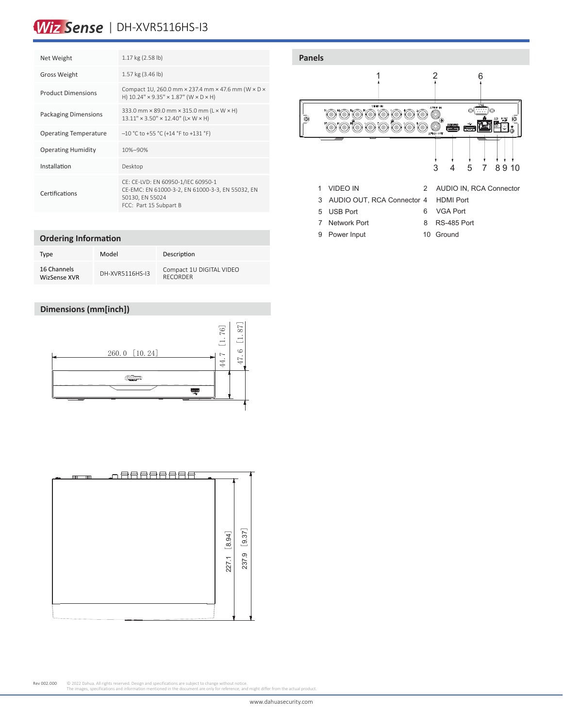| | |
|---|---|
| Net Weight | 1.17 kg (2.58 lb) |
| Gross Weight | 1.57 kg (3.46 lb) |
| Product Dimensions | Compact 1U, 260.0 mm × 237.4 mm × 47.6 mm (W × D × H) 10.24" × 9.35" × 1.87" (W × D × H) |
| Packaging Dimensions | 333.0 mm × 89.0 mm × 315.0 mm (L × W × H) 13.11" × 3.50" × 12.40" (L× W × H) |
| Operating Temperature | –10 °C to +55 °C (+14 °F to +131 °F) |
| Operating Humidity | 10%–90% |
| Installation | Desktop |
| Certifications | CE: CE-LVD: EN 60950-1/IEC 60950-1<br>CE-EMC: EN 61000-3-2, EN 61000-3-3, EN 55032, EN 50130, EN 55024<br>FCC: Part 15 Subpart B |

## Ordering Information

| Type | Model | Description |
|---|---|---|
| 16 Channels WizSense XVR | DH-XVR5116HS-I3 | Compact 1U DIGITAL VIDEO RECORDER |

## Dimensions (mm[inch])

260.0 [10.24]

44.7 [1.76]

47.6 [1.87]

227.1 [8.94]

237.9 [9.37]

## Panels

1 VIDEO IN
2 AUDIO IN, RCA Connector
3 AUDIO OUT, RCA Connector
4 HDMI Port
5 USB Port
6 VGA Port
7 Network Port
8 RS-485 Port
9 Power Input
10 Ground

Rev 002.000 © 2022 Dahua. All rights reserved. Design and specifications are subject to change without notice.
The images, specifications and information mentioned in the document are only for reference, and might differ from the actual product.